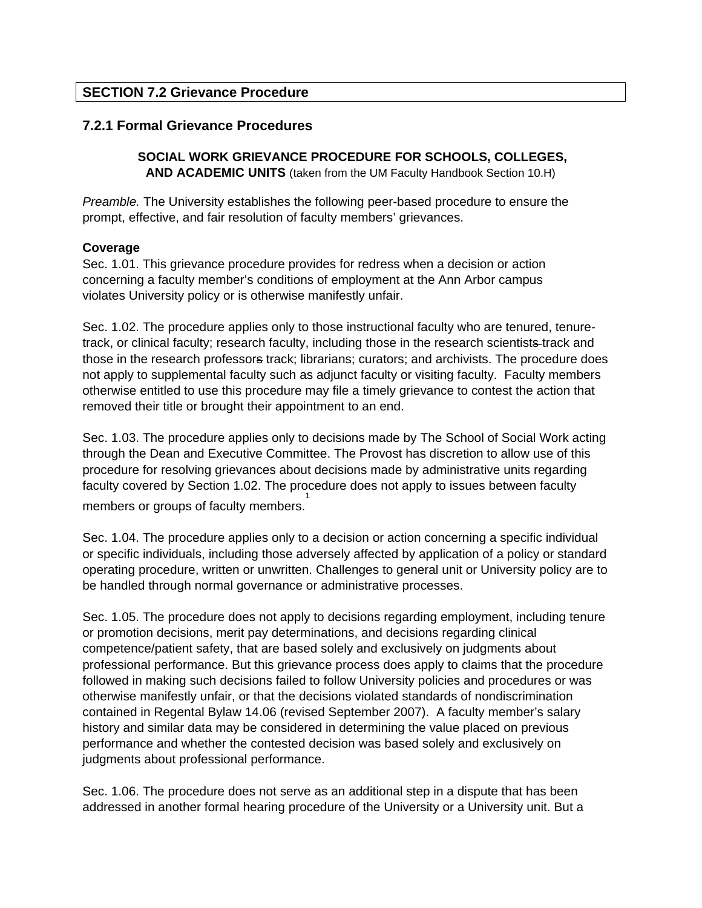## SECTION 7.2 Grievance Procedure

### 7.2.1 Formal Grievance Procedures

**SOCIAL WORK GRIEVANCE PROCEDURE FOR SCHOOLS, COLLEGES, AND ACADEMIC UNITS** (taken from the UM Faculty Handbook Section 10.H)

*Preamble.* The University establishes the following peer-based procedure to ensure the prompt, effective, and fair resolution of faculty members' grievances.

**Coverage**

Sec. 1.01. This grievance procedure provides for redress when a decision or action concerning a faculty member's conditions of employment at the Ann Arbor campus violates University policy or is otherwise manifestly unfair.

Sec. 1.02. The procedure applies only to those instructional faculty who are tenured, tenure-track, or clinical faculty; research faculty, including those in the research scientists track and those in the research professors track; librarians; curators; and archivists. The procedure does not apply to supplemental faculty such as adjunct faculty or visiting faculty. Faculty members otherwise entitled to use this procedure may file a timely grievance to contest the action that removed their title or brought their appointment to an end.

Sec. 1.03. The procedure applies only to decisions made by The School of Social Work acting through the Dean and Executive Committee. The Provost has discretion to allow use of this procedure for resolving grievances about decisions made by administrative units regarding faculty covered by Section 1.02. The procedure does not apply to issues between faculty members or groups of faculty members.[1]

Sec. 1.04. The procedure applies only to a decision or action concerning a specific individual or specific individuals, including those adversely affected by application of a policy or standard operating procedure, written or unwritten. Challenges to general unit or University policy are to be handled through normal governance or administrative processes.

Sec. 1.05. The procedure does not apply to decisions regarding employment, including tenure or promotion decisions, merit pay determinations, and decisions regarding clinical competence/patient safety, that are based solely and exclusively on judgments about professional performance. But this grievance process does apply to claims that the procedure followed in making such decisions failed to follow University policies and procedures or was otherwise manifestly unfair, or that the decisions violated standards of nondiscrimination contained in Regental Bylaw 14.06 (revised September 2007). A faculty member's salary history and similar data may be considered in determining the value placed on previous performance and whether the contested decision was based solely and exclusively on judgments about professional performance.

Sec. 1.06. The procedure does not serve as an additional step in a dispute that has been addressed in another formal hearing procedure of the University or a University unit. But a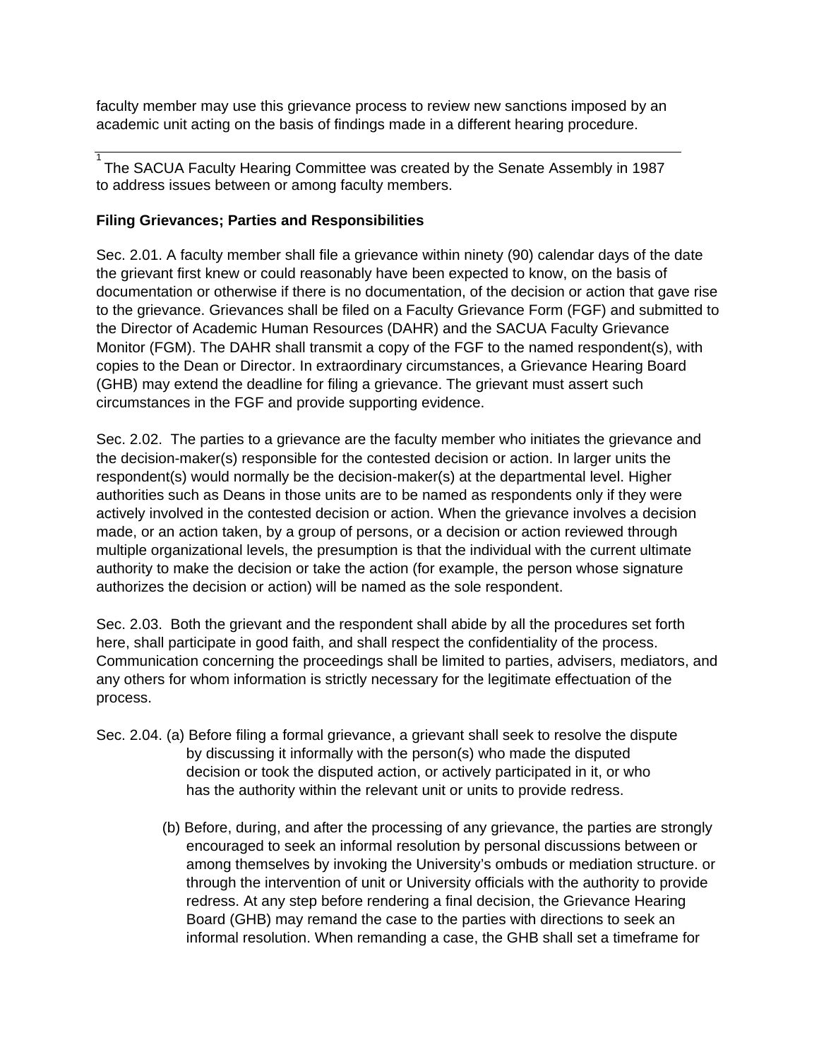faculty member may use this grievance process to review new sanctions imposed by an academic unit acting on the basis of findings made in a different hearing procedure.

---

[1] The SACUA Faculty Hearing Committee was created by the Senate Assembly in 1987 to address issues between or among faculty members.

**Filing Grievances; Parties and Responsibilities**

Sec. 2.01. A faculty member shall file a grievance within ninety (90) calendar days of the date the grievant first knew or could reasonably have been expected to know, on the basis of documentation or otherwise if there is no documentation, of the decision or action that gave rise to the grievance. Grievances shall be filed on a Faculty Grievance Form (FGF) and submitted to the Director of Academic Human Resources (DAHR) and the SACUA Faculty Grievance Monitor (FGM). The DAHR shall transmit a copy of the FGF to the named respondent(s), with copies to the Dean or Director. In extraordinary circumstances, a Grievance Hearing Board (GHB) may extend the deadline for filing a grievance. The grievant must assert such circumstances in the FGF and provide supporting evidence.

Sec. 2.02. The parties to a grievance are the faculty member who initiates the grievance and the decision-maker(s) responsible for the contested decision or action. In larger units the respondent(s) would normally be the decision-maker(s) at the departmental level. Higher authorities such as Deans in those units are to be named as respondents only if they were actively involved in the contested decision or action. When the grievance involves a decision made, or an action taken, by a group of persons, or a decision or action reviewed through multiple organizational levels, the presumption is that the individual with the current ultimate authority to make the decision or take the action (for example, the person whose signature authorizes the decision or action) will be named as the sole respondent.

Sec. 2.03. Both the grievant and the respondent shall abide by all the procedures set forth here, shall participate in good faith, and shall respect the confidentiality of the process. Communication concerning the proceedings shall be limited to parties, advisers, mediators, and any others for whom information is strictly necessary for the legitimate effectuation of the process.

Sec. 2.04. (a) Before filing a formal grievance, a grievant shall seek to resolve the dispute by discussing it informally with the person(s) who made the disputed decision or took the disputed action, or actively participated in it, or who has the authority within the relevant unit or units to provide redress.

(b) Before, during, and after the processing of any grievance, the parties are strongly encouraged to seek an informal resolution by personal discussions between or among themselves by invoking the University's ombuds or mediation structure. or through the intervention of unit or University officials with the authority to provide redress. At any step before rendering a final decision, the Grievance Hearing Board (GHB) may remand the case to the parties with directions to seek an informal resolution. When remanding a case, the GHB shall set a timeframe for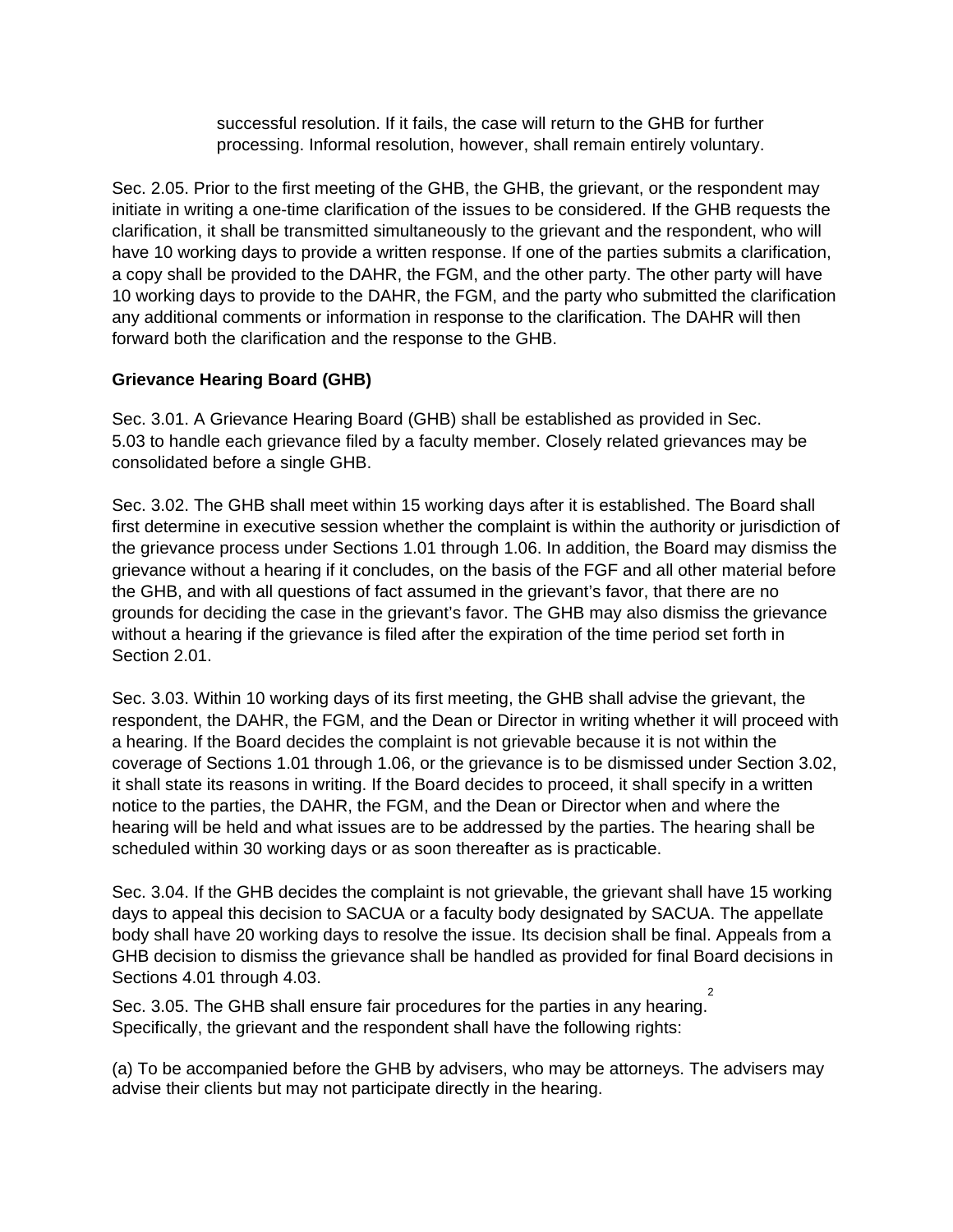successful resolution. If it fails, the case will return to the GHB for further processing. Informal resolution, however, shall remain entirely voluntary.

Sec. 2.05. Prior to the first meeting of the GHB, the GHB, the grievant, or the respondent may initiate in writing a one-time clarification of the issues to be considered. If the GHB requests the clarification, it shall be transmitted simultaneously to the grievant and the respondent, who will have 10 working days to provide a written response. If one of the parties submits a clarification, a copy shall be provided to the DAHR, the FGM, and the other party. The other party will have 10 working days to provide to the DAHR, the FGM, and the party who submitted the clarification any additional comments or information in response to the clarification. The DAHR will then forward both the clarification and the response to the GHB.

**Grievance Hearing Board (GHB)**

Sec. 3.01. A Grievance Hearing Board (GHB) shall be established as provided in Sec. 5.03 to handle each grievance filed by a faculty member. Closely related grievances may be consolidated before a single GHB.

Sec. 3.02. The GHB shall meet within 15 working days after it is established. The Board shall first determine in executive session whether the complaint is within the authority or jurisdiction of the grievance process under Sections 1.01 through 1.06. In addition, the Board may dismiss the grievance without a hearing if it concludes, on the basis of the FGF and all other material before the GHB, and with all questions of fact assumed in the grievant's favor, that there are no grounds for deciding the case in the grievant's favor. The GHB may also dismiss the grievance without a hearing if the grievance is filed after the expiration of the time period set forth in Section 2.01.

Sec. 3.03. Within 10 working days of its first meeting, the GHB shall advise the grievant, the respondent, the DAHR, the FGM, and the Dean or Director in writing whether it will proceed with a hearing. If the Board decides the complaint is not grievable because it is not within the coverage of Sections 1.01 through 1.06, or the grievance is to be dismissed under Section 3.02, it shall state its reasons in writing. If the Board decides to proceed, it shall specify in a written notice to the parties, the DAHR, the FGM, and the Dean or Director when and where the hearing will be held and what issues are to be addressed by the parties. The hearing shall be scheduled within 30 working days or as soon thereafter as is practicable.

Sec. 3.04. If the GHB decides the complaint is not grievable, the grievant shall have 15 working days to appeal this decision to SACUA or a faculty body designated by SACUA. The appellate body shall have 20 working days to resolve the issue. Its decision shall be final. Appeals from a GHB decision to dismiss the grievance shall be handled as provided for final Board decisions in Sections 4.01 through 4.03.

Sec. 3.05. The GHB shall ensure fair procedures for the parties in any hearing.[2] Specifically, the grievant and the respondent shall have the following rights:

(a) To be accompanied before the GHB by advisers, who may be attorneys. The advisers may advise their clients but may not participate directly in the hearing.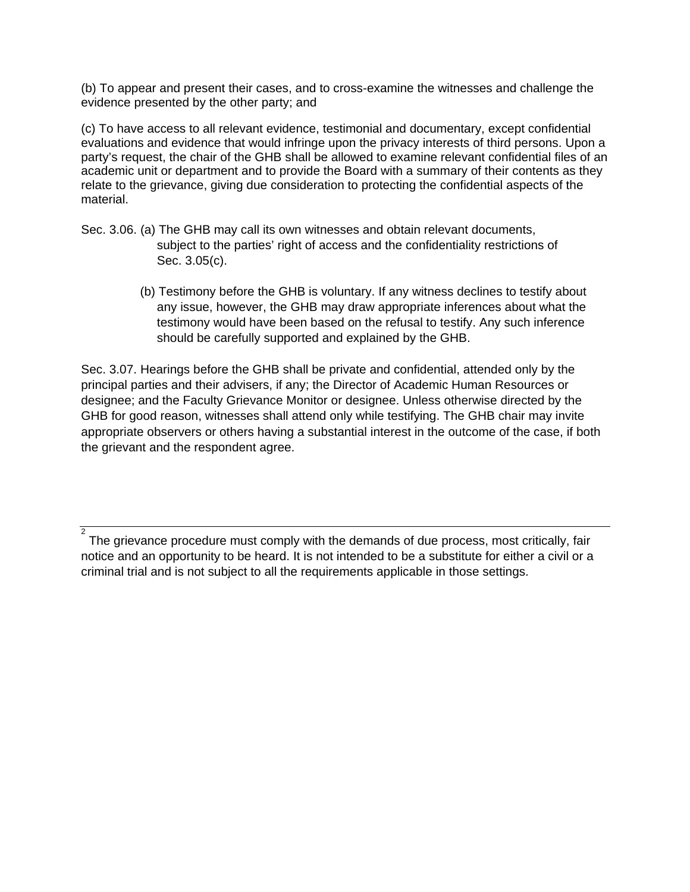(b) To appear and present their cases, and to cross-examine the witnesses and challenge the evidence presented by the other party; and

(c) To have access to all relevant evidence, testimonial and documentary, except confidential evaluations and evidence that would infringe upon the privacy interests of third persons. Upon a party's request, the chair of the GHB shall be allowed to examine relevant confidential files of an academic unit or department and to provide the Board with a summary of their contents as they relate to the grievance, giving due consideration to protecting the confidential aspects of the material.

Sec. 3.06. (a) The GHB may call its own witnesses and obtain relevant documents, subject to the parties' right of access and the confidentiality restrictions of Sec. 3.05(c).

(b) Testimony before the GHB is voluntary. If any witness declines to testify about any issue, however, the GHB may draw appropriate inferences about what the testimony would have been based on the refusal to testify. Any such inference should be carefully supported and explained by the GHB.

Sec. 3.07. Hearings before the GHB shall be private and confidential, attended only by the principal parties and their advisers, if any; the Director of Academic Human Resources or designee; and the Faculty Grievance Monitor or designee. Unless otherwise directed by the GHB for good reason, witnesses shall attend only while testifying. The GHB chair may invite appropriate observers or others having a substantial interest in the outcome of the case, if both the grievant and the respondent agree.

---

[2] The grievance procedure must comply with the demands of due process, most critically, fair notice and an opportunity to be heard. It is not intended to be a substitute for either a civil or a criminal trial and is not subject to all the requirements applicable in those settings.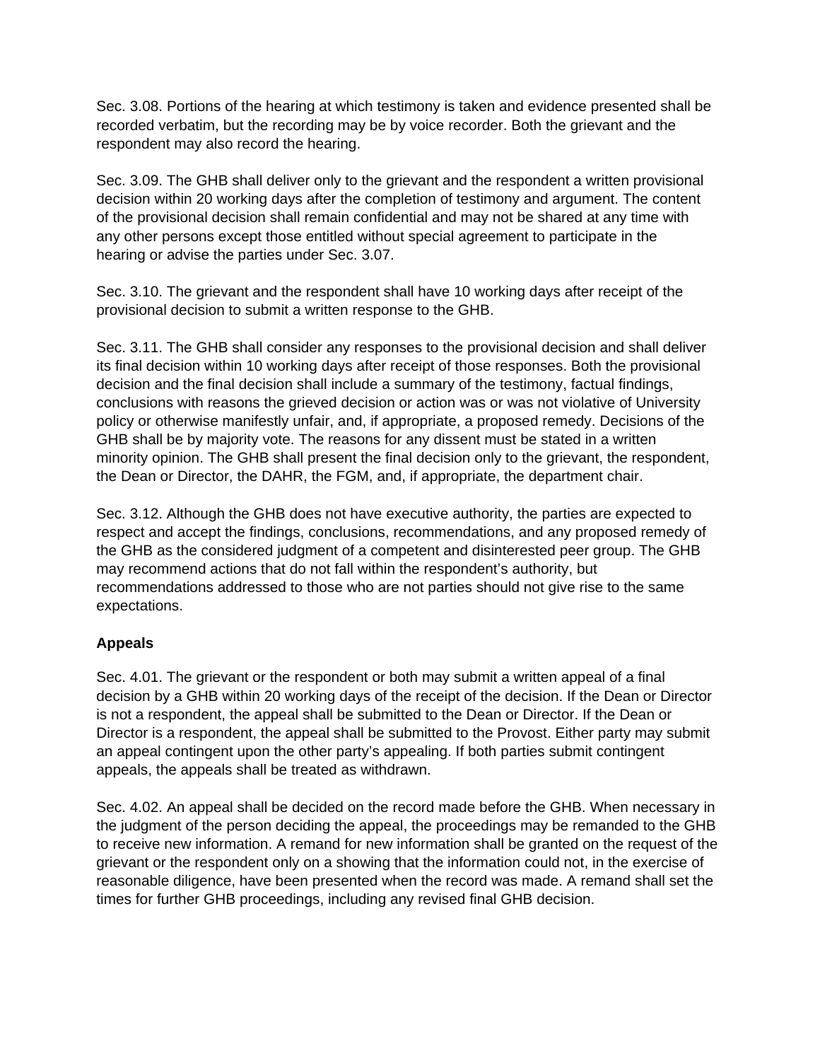Sec. 3.08. Portions of the hearing at which testimony is taken and evidence presented shall be recorded verbatim, but the recording may be by voice recorder. Both the grievant and the respondent may also record the hearing.

Sec. 3.09. The GHB shall deliver only to the grievant and the respondent a written provisional decision within 20 working days after the completion of testimony and argument. The content of the provisional decision shall remain confidential and may not be shared at any time with any other persons except those entitled without special agreement to participate in the hearing or advise the parties under Sec. 3.07.

Sec. 3.10. The grievant and the respondent shall have 10 working days after receipt of the provisional decision to submit a written response to the GHB.

Sec. 3.11. The GHB shall consider any responses to the provisional decision and shall deliver its final decision within 10 working days after receipt of those responses. Both the provisional decision and the final decision shall include a summary of the testimony, factual findings, conclusions with reasons the grieved decision or action was or was not violative of University policy or otherwise manifestly unfair, and, if appropriate, a proposed remedy. Decisions of the GHB shall be by majority vote. The reasons for any dissent must be stated in a written minority opinion. The GHB shall present the final decision only to the grievant, the respondent, the Dean or Director, the DAHR, the FGM, and, if appropriate, the department chair.

Sec. 3.12. Although the GHB does not have executive authority, the parties are expected to respect and accept the findings, conclusions, recommendations, and any proposed remedy of the GHB as the considered judgment of a competent and disinterested peer group. The GHB may recommend actions that do not fall within the respondent's authority, but recommendations addressed to those who are not parties should not give rise to the same expectations.

**Appeals**

Sec. 4.01. The grievant or the respondent or both may submit a written appeal of a final decision by a GHB within 20 working days of the receipt of the decision. If the Dean or Director is not a respondent, the appeal shall be submitted to the Dean or Director. If the Dean or Director is a respondent, the appeal shall be submitted to the Provost. Either party may submit an appeal contingent upon the other party's appealing. If both parties submit contingent appeals, the appeals shall be treated as withdrawn.

Sec. 4.02. An appeal shall be decided on the record made before the GHB. When necessary in the judgment of the person deciding the appeal, the proceedings may be remanded to the GHB to receive new information. A remand for new information shall be granted on the request of the grievant or the respondent only on a showing that the information could not, in the exercise of reasonable diligence, have been presented when the record was made. A remand shall set the times for further GHB proceedings, including any revised final GHB decision.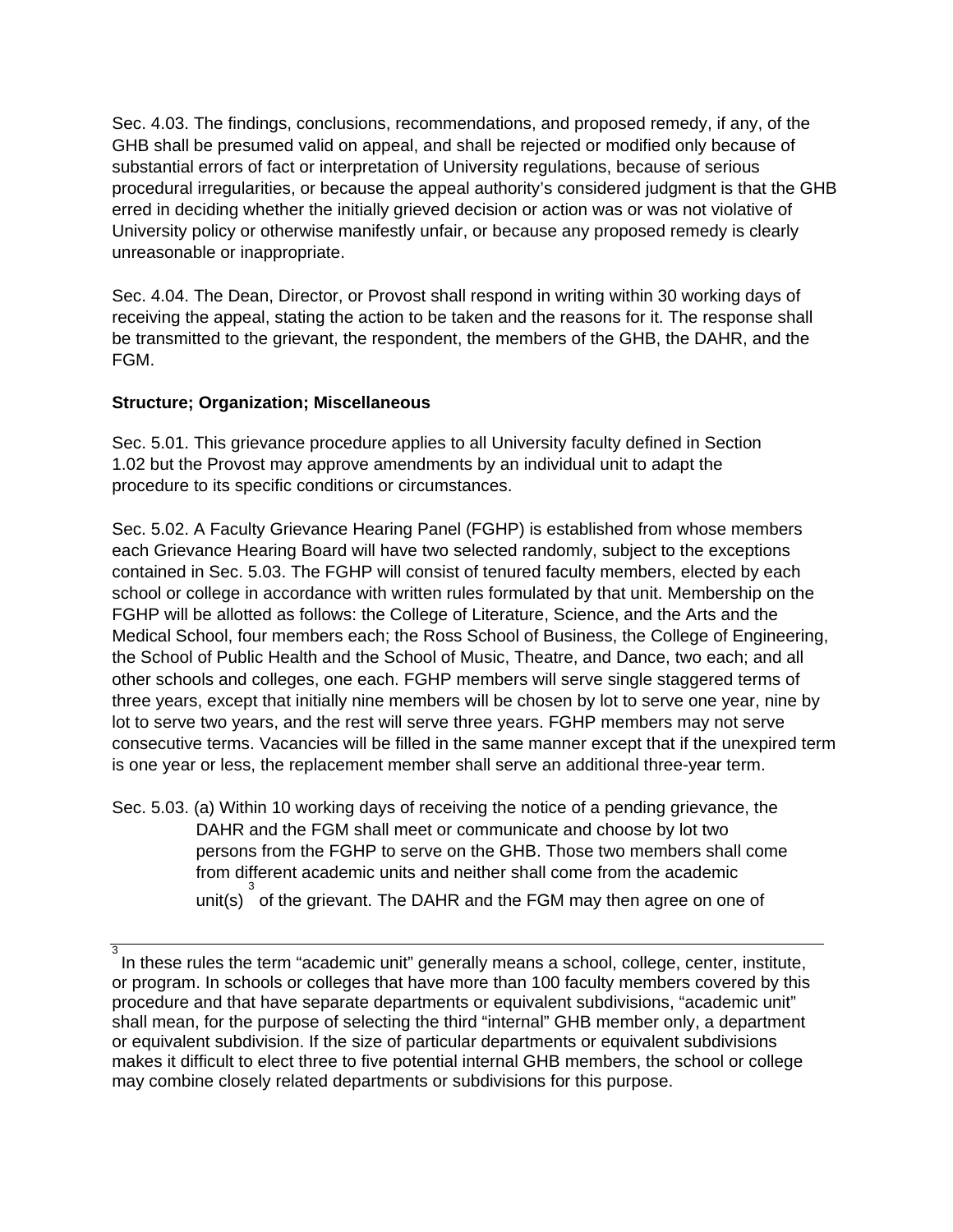Sec. 4.03. The findings, conclusions, recommendations, and proposed remedy, if any, of the GHB shall be presumed valid on appeal, and shall be rejected or modified only because of substantial errors of fact or interpretation of University regulations, because of serious procedural irregularities, or because the appeal authority's considered judgment is that the GHB erred in deciding whether the initially grieved decision or action was or was not violative of University policy or otherwise manifestly unfair, or because any proposed remedy is clearly unreasonable or inappropriate.

Sec. 4.04. The Dean, Director, or Provost shall respond in writing within 30 working days of receiving the appeal, stating the action to be taken and the reasons for it. The response shall be transmitted to the grievant, the respondent, the members of the GHB, the DAHR, and the FGM.

**Structure; Organization; Miscellaneous**

Sec. 5.01. This grievance procedure applies to all University faculty defined in Section 1.02 but the Provost may approve amendments by an individual unit to adapt the procedure to its specific conditions or circumstances.

Sec. 5.02. A Faculty Grievance Hearing Panel (FGHP) is established from whose members each Grievance Hearing Board will have two selected randomly, subject to the exceptions contained in Sec. 5.03. The FGHP will consist of tenured faculty members, elected by each school or college in accordance with written rules formulated by that unit. Membership on the FGHP will be allotted as follows: the College of Literature, Science, and the Arts and the Medical School, four members each; the Ross School of Business, the College of Engineering, the School of Public Health and the School of Music, Theatre, and Dance, two each; and all other schools and colleges, one each. FGHP members will serve single staggered terms of three years, except that initially nine members will be chosen by lot to serve one year, nine by lot to serve two years, and the rest will serve three years. FGHP members may not serve consecutive terms. Vacancies will be filled in the same manner except that if the unexpired term is one year or less, the replacement member shall serve an additional three-year term.

Sec. 5.03. (a) Within 10 working days of receiving the notice of a pending grievance, the DAHR and the FGM shall meet or communicate and choose by lot two persons from the FGHP to serve on the GHB. Those two members shall come from different academic units and neither shall come from the academic unit(s)[3] of the grievant. The DAHR and the FGM may then agree on one of

---

[3] In these rules the term "academic unit" generally means a school, college, center, institute, or program. In schools or colleges that have more than 100 faculty members covered by this procedure and that have separate departments or equivalent subdivisions, "academic unit" shall mean, for the purpose of selecting the third "internal" GHB member only, a department or equivalent subdivision. If the size of particular departments or equivalent subdivisions makes it difficult to elect three to five potential internal GHB members, the school or college may combine closely related departments or subdivisions for this purpose.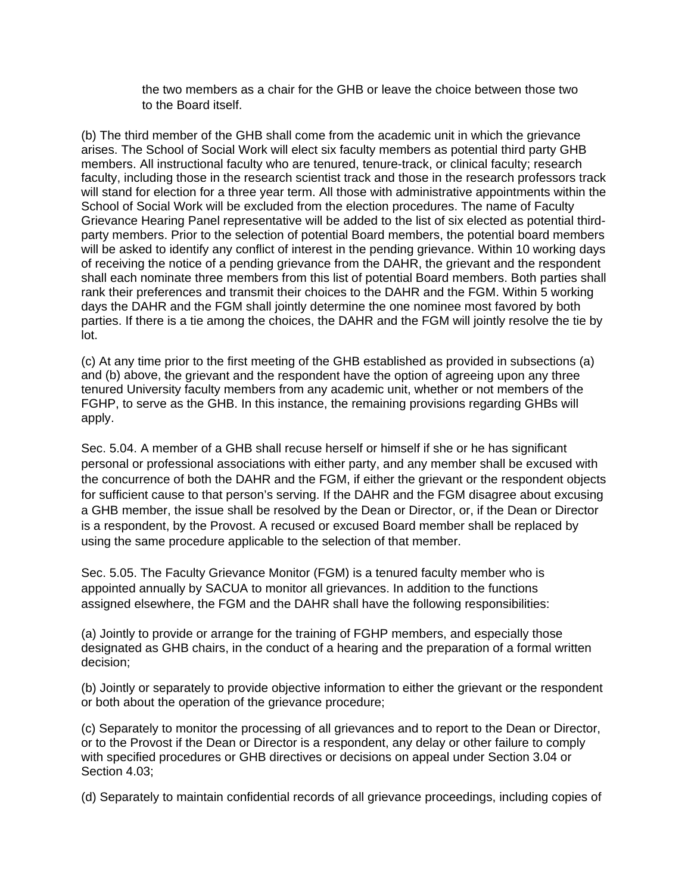the two members as a chair for the GHB or leave the choice between those two to the Board itself.

(b) The third member of the GHB shall come from the academic unit in which the grievance arises. The School of Social Work will elect six faculty members as potential third party GHB members. All instructional faculty who are tenured, tenure-track, or clinical faculty; research faculty, including those in the research scientist track and those in the research professors track will stand for election for a three year term. All those with administrative appointments within the School of Social Work will be excluded from the election procedures. The name of Faculty Grievance Hearing Panel representative will be added to the list of six elected as potential third-party members. Prior to the selection of potential Board members, the potential board members will be asked to identify any conflict of interest in the pending grievance. Within 10 working days of receiving the notice of a pending grievance from the DAHR, the grievant and the respondent shall each nominate three members from this list of potential Board members. Both parties shall rank their preferences and transmit their choices to the DAHR and the FGM. Within 5 working days the DAHR and the FGM shall jointly determine the one nominee most favored by both parties. If there is a tie among the choices, the DAHR and the FGM will jointly resolve the tie by lot.

(c) At any time prior to the first meeting of the GHB established as provided in subsections (a) and (b) above, the grievant and the respondent have the option of agreeing upon any three tenured University faculty members from any academic unit, whether or not members of the FGHP, to serve as the GHB. In this instance, the remaining provisions regarding GHBs will apply.

Sec. 5.04. A member of a GHB shall recuse herself or himself if she or he has significant personal or professional associations with either party, and any member shall be excused with the concurrence of both the DAHR and the FGM, if either the grievant or the respondent objects for sufficient cause to that person's serving. If the DAHR and the FGM disagree about excusing a GHB member, the issue shall be resolved by the Dean or Director, or, if the Dean or Director is a respondent, by the Provost. A recused or excused Board member shall be replaced by using the same procedure applicable to the selection of that member.

Sec. 5.05. The Faculty Grievance Monitor (FGM) is a tenured faculty member who is appointed annually by SACUA to monitor all grievances. In addition to the functions assigned elsewhere, the FGM and the DAHR shall have the following responsibilities:

(a) Jointly to provide or arrange for the training of FGHP members, and especially those designated as GHB chairs, in the conduct of a hearing and the preparation of a formal written decision;

(b) Jointly or separately to provide objective information to either the grievant or the respondent or both about the operation of the grievance procedure;

(c) Separately to monitor the processing of all grievances and to report to the Dean or Director, or to the Provost if the Dean or Director is a respondent, any delay or other failure to comply with specified procedures or GHB directives or decisions on appeal under Section 3.04 or Section 4.03;

(d) Separately to maintain confidential records of all grievance proceedings, including copies of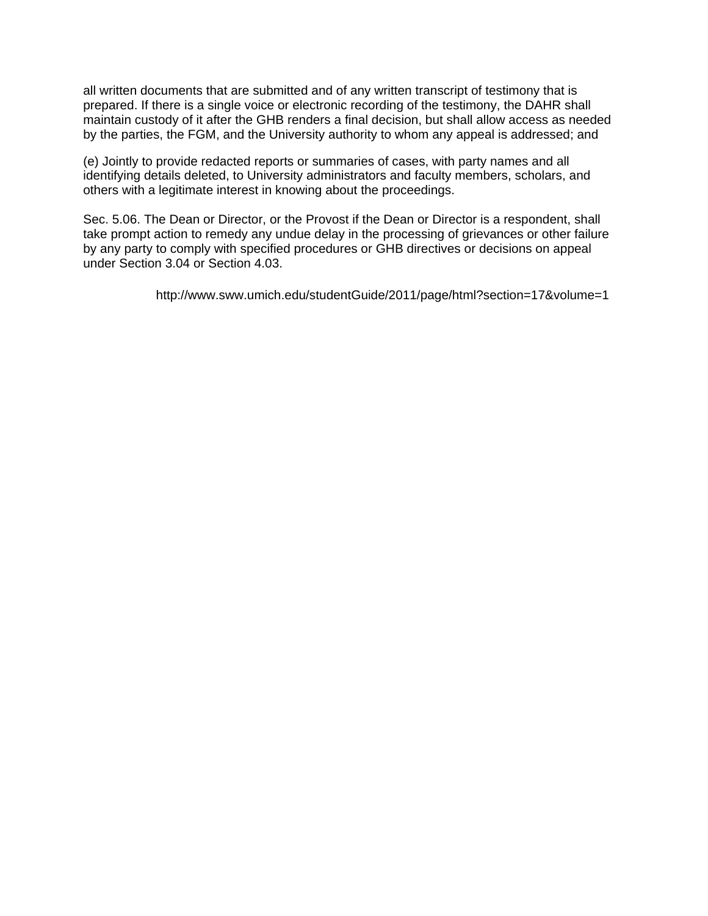all written documents that are submitted and of any written transcript of testimony that is prepared. If there is a single voice or electronic recording of the testimony, the DAHR shall maintain custody of it after the GHB renders a final decision, but shall allow access as needed by the parties, the FGM, and the University authority to whom any appeal is addressed; and

(e) Jointly to provide redacted reports or summaries of cases, with party names and all identifying details deleted, to University administrators and faculty members, scholars, and others with a legitimate interest in knowing about the proceedings.

Sec. 5.06. The Dean or Director, or the Provost if the Dean or Director is a respondent, shall take prompt action to remedy any undue delay in the processing of grievances or other failure by any party to comply with specified procedures or GHB directives or decisions on appeal under Section 3.04 or Section 4.03.

http://www.sww.umich.edu/studentGuide/2011/page/html?section=17&volume=1